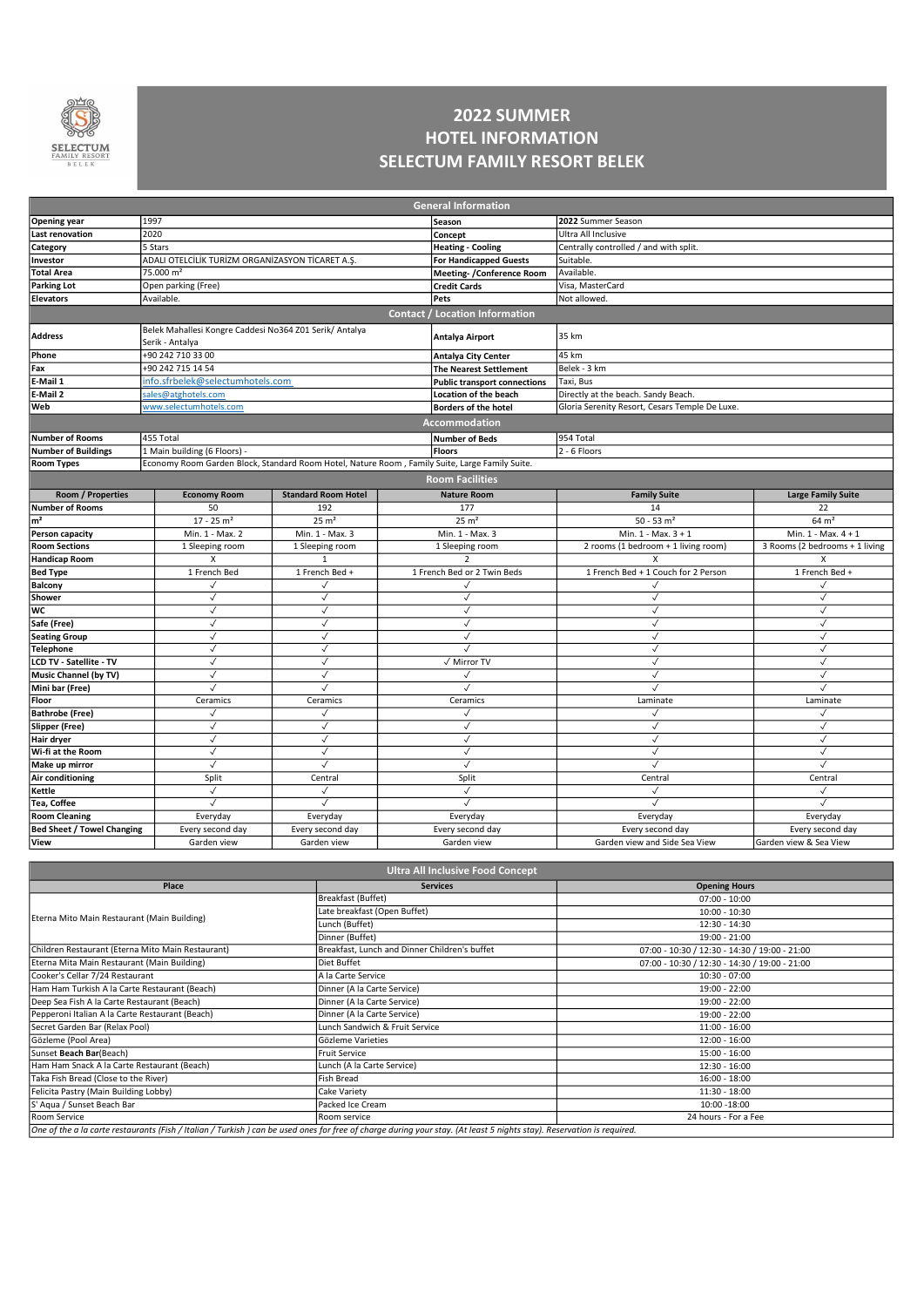# 2022 SUMMER
# HOTEL INFORMATION
# SELECTUM FAMILY RESORT BELEK

## General Information

| | | | |
|---|---|---|---|
| **Opening year** | 1997 | **Season** | **2022** Summer Season |
| **Last renovation** | 2020 | **Concept** | Ultra All Inclusive |
| **Category** | 5 Stars | **Heating - Cooling** | Centrally controlled / and with split. |
| **Investor** | ADALI OTELCİLİK TURİZM ORGANİZASYON TİCARET A.Ş. | **For Handicapped Guests** | Suitable. |
| **Total Area** | 75.000 m² | **Meeting- /Conference Room** | Available. |
| **Parking Lot** | Open parking (Free) | **Credit Cards** | Visa, MasterCard |
| **Elevators** | Available. | **Pets** | Not allowed. |

## Contact / Location Information

| | | | |
|---|---|---|---|
| **Address** | Belek Mahallesi Kongre Caddesi No364 Z01 Serik/ Antalya Serik - Antalya | **Antalya Airport** | 35 km |
| **Phone** | +90 242 710 33 00 | **Antalya City Center** | 45 km |
| **Fax** | +90 242 715 14 54 | **The Nearest Settlement** | Belek - 3 km |
| **E-Mail 1** | info.sfrbelek@selectumhotels.com | **Public transport connections** | Taxi, Bus |
| **E-Mail 2** | sales@atghotels.com | **Location of the beach** | Directly at the beach. Sandy Beach. |
| **Web** | www.selectumhotels.com | **Borders of the hotel** | Gloria Serenity Resort, Cesars Temple De Luxe. |

## Accommodation

| | | | |
|---|---|---|---|
| **Number of Rooms** | 455 Total | **Number of Beds** | 954 Total |
| **Number of Buildings** | 1 Main building (6 Floors) - | **Floors** | 2 - 6 Floors |
| **Room Types** | Economy Room Garden Block, Standard Room Hotel, Nature Room , Family Suite, Large Family Suite. | | |

## Room Facilities

| Room / Properties | Economy Room | Standard Room Hotel | Nature Room | Family Suite | Large Family Suite |
|---|---|---|---|---|---|
| **Number of Rooms** | 50 | 192 | 177 | 14 | 22 |
| **m²** | 17 - 25 m² | 25 m² | 25 m² | 50 - 53 m² | 64 m² |
| **Person capacity** | Min. 1 - Max. 2 | Min. 1 - Max. 3 | Min. 1 - Max. 3 | Min. 1 - Max. 3 + 1 | Min. 1 - Max. 4 + 1 |
| **Room Sections** | 1 Sleeping room | 1 Sleeping room | 1 Sleeping room | 2 rooms (1 bedroom + 1 living room) | 3 Rooms (2 bedrooms + 1 living |
| **Handicap Room** | X | 1 | 2 | X | X |
| **Bed Type** | 1 French Bed | 1 French Bed + | 1 French Bed or 2 Twin Beds | 1 French Bed + 1 Couch for 2 Person | 1 French Bed + |
| **Balcony** | √ | √ | √ | √ | √ |
| **Shower** | √ | √ | √ | √ | √ |
| **WC** | √ | √ | √ | √ | √ |
| **Safe (Free)** | √ | √ | √ | √ | √ |
| **Seating Group** | √ | √ | √ | √ | √ |
| **Telephone** | √ | √ | √ | √ | √ |
| **LCD TV - Satellite - TV** | √ | √ | √ Mirror TV | √ | √ |
| **Music Channel (by TV)** | √ | √ | √ | √ | √ |
| **Mini bar (Free)** | √ | √ | √ | √ | √ |
| **Floor** | Ceramics | Ceramics | Ceramics | Laminate | Laminate |
| **Bathrobe (Free)** | √ | √ | √ | √ | √ |
| **Slipper (Free)** | √ | √ | √ | √ | √ |
| **Hair dryer** | √ | √ | √ | √ | √ |
| **Wi-fi at the Room** | √ | √ | √ | √ | √ |
| **Make up mirror** | √ | √ | √ | √ | √ |
| **Air conditioning** | Split | Central | Split | Central | Central |
| **Kettle** | √ | √ | √ | √ | √ |
| **Tea, Coffee** | √ | √ | √ | √ | √ |
| **Room Cleaning** | Everyday | Everyday | Everyday | Everyday | Everyday |
| **Bed Sheet / Towel Changing** | Every second day | Every second day | Every second day | Every second day | Every second day |
| **View** | Garden view | Garden view | Garden view | Garden view and Side Sea View | Garden view & Sea View |

## Ultra All Inclusive Food Concept

| Place | Services | Opening Hours |
|---|---|---|
| Eterna Mito Main Restaurant (Main Building) | Breakfast (Buffet) | 07:00 - 10:00 |
| | Late breakfast (Open Buffet) | 10:00 - 10:30 |
| | Lunch (Buffet) | 12:30 - 14:30 |
| | Dinner (Buffet) | 19:00 - 21:00 |
| Children Restaurant (Eterna Mito Main Restaurant) | Breakfast, Lunch and Dinner Children's buffet | 07:00 - 10:30 / 12:30 - 14:30 / 19:00 - 21:00 |
| Eterna Mita Main Restaurant (Main Building) | Diet Buffet | 07:00 - 10:30 / 12:30 - 14:30 / 19:00 - 21:00 |
| Cooker's Cellar 7/24 Restaurant | A la Carte Service | 10:30 - 07:00 |
| Ham Ham Turkish A la Carte Restaurant (Beach) | Dinner (A la Carte Service) | 19:00 - 22:00 |
| Deep Sea Fish A la Carte Restaurant (Beach) | Dinner (A la Carte Service) | 19:00 - 22:00 |
| Pepperoni Italian A la Carte Restaurant (Beach) | Dinner (A la Carte Service) | 19:00 - 22:00 |
| Secret Garden Bar (Relax Pool) | Lunch Sandwich & Fruit Service | 11:00 - 16:00 |
| Gözleme (Pool Area) | Gözleme Varieties | 12:00 - 16:00 |
| Sunset **Beach Bar**(Beach) | Fruit Service | 15:00 - 16:00 |
| Ham Ham Snack A la Carte Restaurant (Beach) | Lunch (A la Carte Service) | 12:30 - 16:00 |
| Taka Fish Bread (Close to the River) | Fish Bread | 16:00 - 18:00 |
| Felicita Pastry (Main Building Lobby) | Cake Variety | 11:30 - 18:00 |
| S' Aqua / Sunset Beach Bar | Packed Ice Cream | 10:00 -18:00 |
| Room Service | Room service | 24 hours - For a Fee |

*One of the a la carte restaurants (Fish / Italian / Turkish ) can be used ones for free of charge during your stay. (At least 5 nights stay). Reservation is required.*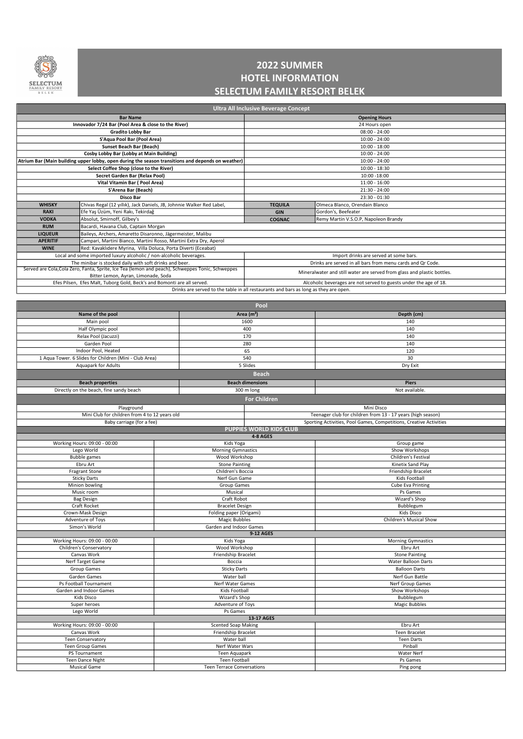# 2022 SUMMER HOTEL INFORMATION SELECTUM FAMILY RESORT BELEK

## Ultra All Inclusive Beverage Concept

| Bar Name | Opening Hours |
|---|---|
| Innovador 7/24 Bar (Pool Area & close to the River) | 24 Hours open |
| Gradito Lobby Bar | 08:00 - 24:00 |
| S'Aqua Pool Bar (Pool Area) | 10:00 - 24:00 |
| Sunset Beach Bar (Beach) | 10:00 - 18:00 |
| Cosby Lobby Bar (Lobby at Main Building) | 10:00 - 24:00 |
| Atrium Bar (Main building upper lobby, open during the season transitions and depends on weather) | 10:00 - 24:00 |
| Select Coffee Shop (close to the River) | 10:00 - 18:30 |
| Secret Garden Bar (Relax Pool) | 10:00 -18:00 |
| Vital Vitamin Bar ( Pool Area) | 11:00 - 16:00 |
| S'Arena Bar (Beach) | 21:30 - 24:00 |
| Disco Bar | 23:30 - 01:30 |

| | | | |
|---|---|---|---|
| **WHISKY** | Chivas Regal (12 yıllık), Jack Daniels, JB, Johnnie Walker Red Label, | **TEQUILA** | Olmeca Blanco, Orendain Blanco |
| **RAKI** | Efe Yaş Üzüm, Yeni Rakı, Tekirdağ | **GIN** | Gordon's, Beefeater |
| **VODKA** | Absolut, Smirnoff, Gilbey's | **COGNAC** | Remy Martin V.S.O.P, Napoleon Brandy |
| **RUM** | Bacardi, Havana Club, Captain Morgan | | |
| **LIQUEUR** | Baileys, Archers, Amaretto Disaronno, Jägermeister, Malibu | | |
| **APERITIF** | Campari, Martini Bianco, Martini Rosso, Martini Extra Dry, Aperol | | |
| **WINE** | Red: Kavaklıdere Myrina, Villa Doluca, Porta Diverti (Eceabat) | | |

| | |
|---|---|
| Local and some imported luxury alcoholic / non-alcoholic beverages. | Import drinks are served at some bars. |
| The minibar is stocked daily with soft drinks and beer. | Drinks are served in all bars from menu cards and Qr Code. |
| Served are Cola,Cola Zero, Fanta, Sprite, Ice Tea (lemon and peach), Schweppes Tonic, Schweppes Bitter Lemon, Ayran, Limonade, Soda | Mineralwater and still water are served from glass and plastic bottles. |
| Efes Pilsen, Efes Malt, Tuborg Gold, Beck's and Bomonti are all served. | Alcoholic beverages are not served to guests under the age of 18. |

Drinks are served to the table in all restaurants and bars as long as they are open.

## Pool

| Name of the pool | Area (m²) | Depth (cm) |
|---|---|---|
| Main pool | 1600 | 140 |
| Half Olympic pool | 400 | 140 |
| Relax Pool (Jacuzzi) | 170 | 140 |
| Garden Pool | 280 | 140 |
| Indoor Pool, Heated | 65 | 120 |
| 1 Aqua Tower. 6 Slides for Children (Mini - Club Area) | 540 | 30 |
| Aquapark for Adults | 5 Slides | Dry Exit |

## Beach

| Beach properties | Beach dimensions | Piers |
|---|---|---|
| Directly on the beach, fine sandy beach | 300 m long | Not available. |

## For Children

| | |
|---|---|
| Playground | Mini Disco |
| Mini Club for children from 4 to 12 years old | Teenager club for children from 13 - 17 years (high season) |
| Baby carriage (for a fee) | Sporting Activities, Pool Games, Competitions, Creative Activities |

## PUPPIES WORLD KIDS CLUB

### 4-8 AGES

| | | |
|---|---|---|
| Working Hours: 09:00 - 00:00 | Kids Yoga | Group game |
| Lego World | Morning Gymnastics | Show Workshops |
| Bubble games | Wood Workshop | Children's Festival |
| Ebru Art | Stone Painting | Kinetix Sand Play |
| Fragrant Stone | Children's Boccia | Friendship Bracelet |
| Sticky Darts | Nerf Gun Game | Kids Football |
| Minion bowling | Group Games | Cube Eva Printing |
| Music room | Musical | Ps Games |
| Bag Design | Craft Robot | Wizard's Shop |
| Craft Rocket | Bracelet Design | Bubblegum |
| Crown-Mask Design | Folding paper (Origami) | Kids Disco |
| Adventure of Toys | Magic Bubbles | Children's Musical Show |
| Simon's World | Garden and Indoor Games | |

### 9-12 AGES

| | | |
|---|---|---|
| Working Hours: 09:00 - 00:00 | Kids Yoga | Morning Gymnastics |
| Children's Conservatory | Wood Workshop | Ebru Art |
| Canvas Work | Friendship Bracelet | Stone Painting |
| Nerf Target Game | Boccia | Water Balloon Darts |
| Group Games | Sticky Darts | Balloon Darts |
| Garden Games | Water ball | Nerf Gun Battle |
| Ps Football Tournament | Nerf Water Games | Nerf Group Games |
| Garden and Indoor Games | Kids Football | Show Workshops |
| Kids Disco | Wizard's Shop | Bubblegum |
| Super heroes | Adventure of Toys | Magic Bubbles |
| Lego World | Ps Games | |

### 13-17 AGES

| | | |
|---|---|---|
| Working Hours: 09:00 - 00:00 | Scented Soap Making | Ebru Art |
| Canvas Work | Friendship Bracelet | Teen Bracelet |
| Teen Conservatory | Water ball | Teen Darts |
| Teen Group Games | Nerf Water Wars | Pinball |
| PS Tournament | Teen Aquapark | Water Nerf |
| Teen Dance Night | Teen Football | Ps Games |
| Musical Game | Teen Terrace Conversations | Ping pong |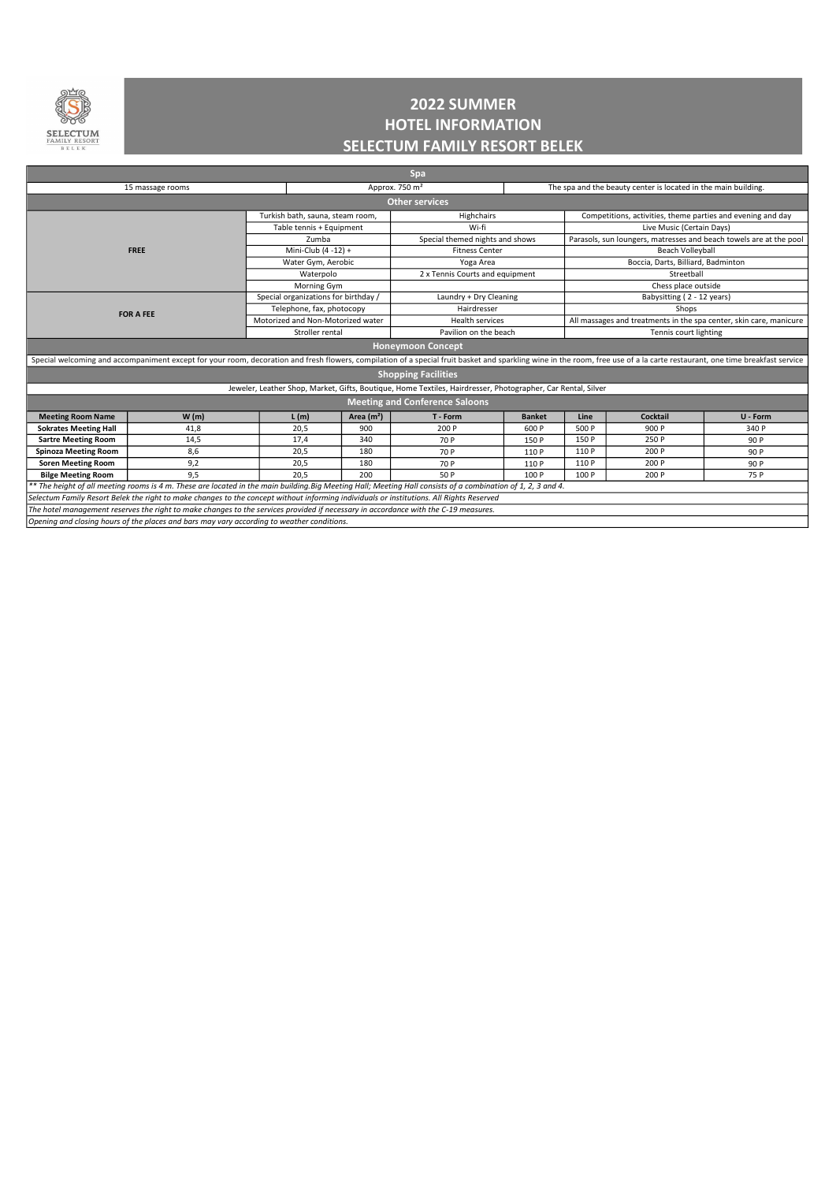# 2022 SUMMER
# HOTEL INFORMATION
# SELECTUM FAMILY RESORT BELEK

## Spa

| | | |
|---|---|---|
| 15 massage rooms | Approx. 750 m² | The spa and the beauty center is located in the main building. |

## Other services

| | | | |
|---|---|---|---|
| FREE | Turkish bath, sauna, steam room, | Highchairs | Competitions, activities, theme parties and evening and day |
| | Table tennis + Equipment | Wi-fi | Live Music (Certain Days) |
| | Zumba | Special themed nights and shows | Parasols, sun loungers, matresses and beach towels are at the pool |
| | Mini-Club (4 -12) + | Fitness Center | Beach Volleyball |
| | Water Gym, Aerobic | Yoga Area | Boccia, Darts, Billiard, Badminton |
| | Waterpolo | 2 x Tennis Courts and equipment | Streetball |
| | Morning Gym | | Chess place outside |
| FOR A FEE | Special organizations for birthday / | Laundry + Dry Cleaning | Babysitting ( 2 - 12 years) |
| | Telephone, fax, photocopy | Hairdresser | Shops |
| | Motorized and Non-Motorized water | Health services | All massages and treatments in the spa center, skin care, manicure |
| | Stroller rental | Pavilion on the beach | Tennis court lighting |

## Honeymoon Concept

Special welcoming and accompaniment except for your room, decoration and fresh flowers, compilation of a special fruit basket and sparkling wine in the room, free use of a la carte restaurant, one time breakfast service

## Shopping Facilities

Jeweler, Leather Shop, Market, Gifts, Boutique, Home Textiles, Hairdresser, Photographer, Car Rental, Silver

## Meeting and Conference Saloons

| Meeting Room Name | W (m) | L (m) | Area (m²) | T - Form | Banket | Line | Cocktail | U - Form |
|---|---|---|---|---|---|---|---|---|
| Sokrates Meeting Hall | 41,8 | 20,5 | 900 | 200 P | 600 P | 500 P | 900 P | 340 P |
| Sartre Meeting Room | 14,5 | 17,4 | 340 | 70 P | 150 P | 150 P | 250 P | 90 P |
| Spinoza Meeting Room | 8,6 | 20,5 | 180 | 70 P | 110 P | 110 P | 200 P | 90 P |
| Soren Meeting Room | 9,2 | 20,5 | 180 | 70 P | 110 P | 110 P | 200 P | 90 P |
| Bilge Meeting Room | 9,5 | 20,5 | 200 | 50 P | 100 P | 100 P | 200 P | 75 P |

*** The height of all meeting rooms is 4 m. These are located in the main building.Big Meeting Hall; Meeting Hall consists of a combination of 1, 2, 3 and 4.*

*Selectum Family Resort Belek the right to make changes to the concept without informing individuals or institutions. All Rights Reserved*

*The hotel management reserves the right to make changes to the services provided if necessary in accordance with the C-19 measures.*

*Opening and closing hours of the places and bars may vary according to weather conditions.*